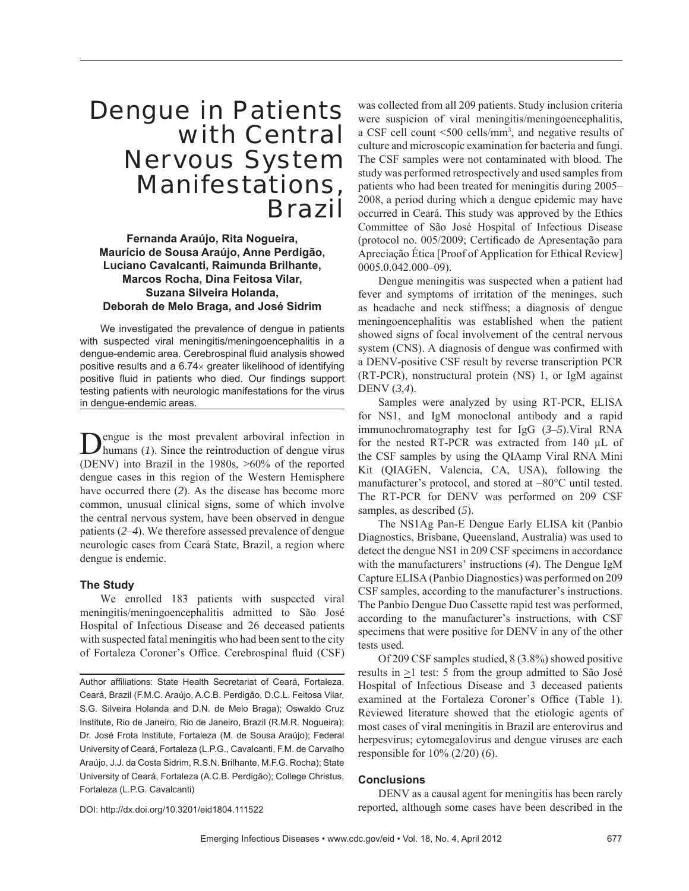# Dengue in Patients with Central Nervous System Manifestations, Brazil

**Fernanda Araújo, Rita Nogueira, Maurício de Sousa Araújo, Anne Perdigão, Luciano Cavalcanti, Raimunda Brilhante, Marcos Rocha, Dina Feitosa Vilar, Suzana Silveira Holanda, Deborah de Melo Braga, and José Sidrim**

We investigated the prevalence of dengue in patients with suspected viral meningitis/meningoencephalitis in a dengue-endemic area. Cerebrospinal fluid analysis showed positive results and a 6.74× greater likelihood of identifying positive fluid in patients who died. Our findings support testing patients with neurologic manifestations for the virus in dengue-endemic areas.

Dengue is the most prevalent arboviral infection in humans (*1*). Since the reintroduction of dengue virus (DENV) into Brazil in the 1980s, >60% of the reported dengue cases in this region of the Western Hemisphere have occurred there (*2*). As the disease has become more common, unusual clinical signs, some of which involve the central nervous system, have been observed in dengue patients (*2*–*4*). We therefore assessed prevalence of dengue neurologic cases from Ceará State, Brazil, a region where dengue is endemic.

### The Study

We enrolled 183 patients with suspected viral meningitis/meningoencephalitis admitted to São José Hospital of Infectious Disease and 26 deceased patients with suspected fatal meningitis who had been sent to the city of Fortaleza Coroner's Office. Cerebrospinal fluid (CSF) was collected from all 209 patients. Study inclusion criteria were suspicion of viral meningitis/meningoencephalitis, a CSF cell count <500 cells/mm$^3$, and negative results of culture and microscopic examination for bacteria and fungi. The CSF samples were not contaminated with blood. The study was performed retrospectively and used samples from patients who had been treated for meningitis during 2005–2008, a period during which a dengue epidemic may have occurred in Ceará. This study was approved by the Ethics Committee of São José Hospital of Infectious Disease (protocol no. 005/2009; Certificado de Apresentação para Apreciação Ética [Proof of Application for Ethical Review] 0005.0.042.000–09).

Dengue meningitis was suspected when a patient had fever and symptoms of irritation of the meninges, such as headache and neck stiffness; a diagnosis of dengue meningoencephalitis was established when the patient showed signs of focal involvement of the central nervous system (CNS). A diagnosis of dengue was confirmed with a DENV-positive CSF result by reverse transcription PCR (RT-PCR), nonstructural protein (NS) 1, or IgM against DENV (*3*,*4*).

Samples were analyzed by using RT-PCR, ELISA for NS1, and IgM monoclonal antibody and a rapid immunochromatography test for IgG (*3*–*5*).Viral RNA for the nested RT-PCR was extracted from 140 μL of the CSF samples by using the QIAamp Viral RNA Mini Kit (QIAGEN, Valencia, CA, USA), following the manufacturer's protocol, and stored at −80°C until tested. The RT-PCR for DENV was performed on 209 CSF samples, as described (*5*).

The NS1Ag Pan-E Dengue Early ELISA kit (Panbio Diagnostics, Brisbane, Queensland, Australia) was used to detect the dengue NS1 in 209 CSF specimens in accordance with the manufacturers' instructions (*4*). The Dengue IgM Capture ELISA (Panbio Diagnostics) was performed on 209 CSF samples, according to the manufacturer's instructions. The Panbio Dengue Duo Cassette rapid test was performed, according to the manufacturer's instructions, with CSF specimens that were positive for DENV in any of the other tests used.

Of 209 CSF samples studied, 8 (3.8%) showed positive results in $\geq$1 test: 5 from the group admitted to São José Hospital of Infectious Disease and 3 deceased patients examined at the Fortaleza Coroner's Office (Table 1). Reviewed literature showed that the etiologic agents of most cases of viral meningitis in Brazil are enterovirus and herpesvirus; cytomegalovirus and dengue viruses are each responsible for 10% (2/20) (*6*).

### Conclusions

DENV as a causal agent for meningitis has been rarely reported, although some cases have been described in the

Author affiliations: State Health Secretariat of Ceará, Fortaleza, Ceará, Brazil (F.M.C. Araújo, A.C.B. Perdigão, D.C.L. Feitosa Vilar, S.G. Silveira Holanda and D.N. de Melo Braga); Oswaldo Cruz Institute, Rio de Janeiro, Rio de Janeiro, Brazil (R.M.R. Nogueira); Dr. José Frota Institute, Fortaleza (M. de Sousa Araújo); Federal University of Ceará, Fortaleza (L.P.G., Cavalcanti, F.M. de Carvalho Araújo, J.J. da Costa Sidrim, R.S.N. Brilhante, M.F.G. Rocha); State University of Ceará, Fortaleza (A.C.B. Perdigão); College Christus, Fortaleza (L.P.G. Cavalcanti)

DOI: http://dx.doi.org/10.3201/eid1804.111522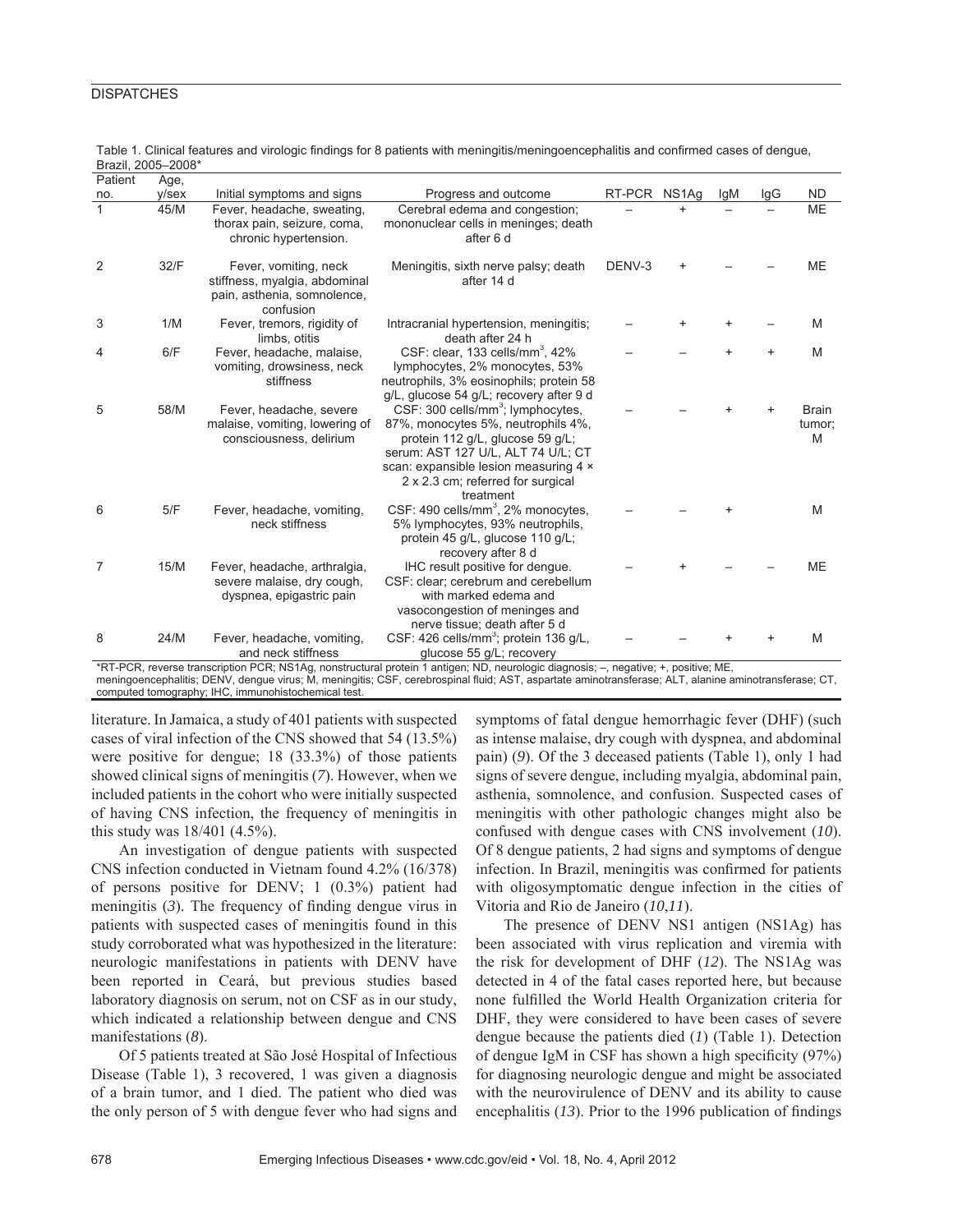Table 1. Clinical features and virologic findings for 8 patients with meningitis/meningoencephalitis and confirmed cases of dengue, Brazil, 2005–2008*

| Patient no. | Age, y/sex | Initial symptoms and signs | Progress and outcome | RT-PCR | NS1Ag | IgM | IgG | ND |
|---|---|---|---|---|---|---|---|---|
| 1 | 45/M | Fever, headache, sweating, thorax pain, seizure, coma, chronic hypertension. | Cerebral edema and congestion; mononuclear cells in meninges; death after 6 d | – | + | – | – | ME |
| 2 | 32/F | Fever, vomiting, neck stiffness, myalgia, abdominal pain, asthenia, somnolence, confusion | Meningitis, sixth nerve palsy; death after 14 d | DENV-3 | + | – | – | ME |
| 3 | 1/M | Fever, tremors, rigidity of limbs, otitis | Intracranial hypertension, meningitis; death after 24 h | – | + | + | – | M |
| 4 | 6/F | Fever, headache, malaise, vomiting, drowsiness, neck stiffness | CSF: clear, 133 cells/mm$^3$, 42% lymphocytes, 2% monocytes, 53% neutrophils, 3% eosinophils; protein 58 g/L, glucose 54 g/L; recovery after 9 d | – | – | + | + | M |
| 5 | 58/M | Fever, headache, severe malaise, vomiting, lowering of consciousness, delirium | CSF: 300 cells/mm$^3$; lymphocytes, 87%, monocytes 5%, neutrophils 4%, protein 112 g/L, glucose 59 g/L; serum: AST 127 U/L, ALT 74 U/L; CT scan: expansible lesion measuring 4 × 2 x 2.3 cm; referred for surgical treatment | – | – | + | + | Brain tumor; M |
| 6 | 5/F | Fever, headache, vomiting, neck stiffness | CSF: 490 cells/mm$^3$, 2% monocytes, 5% lymphocytes, 93% neutrophils, protein 45 g/L, glucose 110 g/L; recovery after 8 d | – | – | + | | M |
| 7 | 15/M | Fever, headache, arthralgia, severe malaise, dry cough, dyspnea, epigastric pain | IHC result positive for dengue. CSF: clear; cerebrum and cerebellum with marked edema and vasocongestion of meninges and nerve tissue; death after 5 d | – | + | – | – | ME |
| 8 | 24/M | Fever, headache, vomiting, and neck stiffness | CSF: 426 cells/mm$^3$; protein 136 g/L, glucose 55 g/L; recovery | – | – | + | + | M |

*RT-PCR, reverse transcription PCR; NS1Ag, nonstructural protein 1 antigen; ND, neurologic diagnosis; –, negative; +, positive; ME, meningoencephalitis; DENV, dengue virus; M, meningitis; CSF, cerebrospinal fluid; AST, aspartate aminotransferase; ALT, alanine aminotransferase; CT, computed tomography; IHC, immunohistochemical test.

literature. In Jamaica, a study of 401 patients with suspected cases of viral infection of the CNS showed that 54 (13.5%) were positive for dengue; 18 (33.3%) of those patients showed clinical signs of meningitis (*7*). However, when we included patients in the cohort who were initially suspected of having CNS infection, the frequency of meningitis in this study was 18/401 (4.5%).

An investigation of dengue patients with suspected CNS infection conducted in Vietnam found 4.2% (16/378) of persons positive for DENV; 1 (0.3%) patient had meningitis (*3*). The frequency of finding dengue virus in patients with suspected cases of meningitis found in this study corroborated what was hypothesized in the literature: neurologic manifestations in patients with DENV have been reported in Ceará, but previous studies based laboratory diagnosis on serum, not on CSF as in our study, which indicated a relationship between dengue and CNS manifestations (*8*).

Of 5 patients treated at São José Hospital of Infectious Disease (Table 1), 3 recovered, 1 was given a diagnosis of a brain tumor, and 1 died. The patient who died was the only person of 5 with dengue fever who had signs and symptoms of fatal dengue hemorrhagic fever (DHF) (such as intense malaise, dry cough with dyspnea, and abdominal pain) (*9*). Of the 3 deceased patients (Table 1), only 1 had signs of severe dengue, including myalgia, abdominal pain, asthenia, somnolence, and confusion. Suspected cases of meningitis with other pathologic changes might also be confused with dengue cases with CNS involvement (*10*). Of 8 dengue patients, 2 had signs and symptoms of dengue infection. In Brazil, meningitis was confirmed for patients with oligosymptomatic dengue infection in the cities of Vitoria and Rio de Janeiro (*10*,*11*).

The presence of DENV NS1 antigen (NS1Ag) has been associated with virus replication and viremia with the risk for development of DHF (*12*). The NS1Ag was detected in 4 of the fatal cases reported here, but because none fulfilled the World Health Organization criteria for DHF, they were considered to have been cases of severe dengue because the patients died (*1*) (Table 1). Detection of dengue IgM in CSF has shown a high specificity (97%) for diagnosing neurologic dengue and might be associated with the neurovirulence of DENV and its ability to cause encephalitis (*13*). Prior to the 1996 publication of findings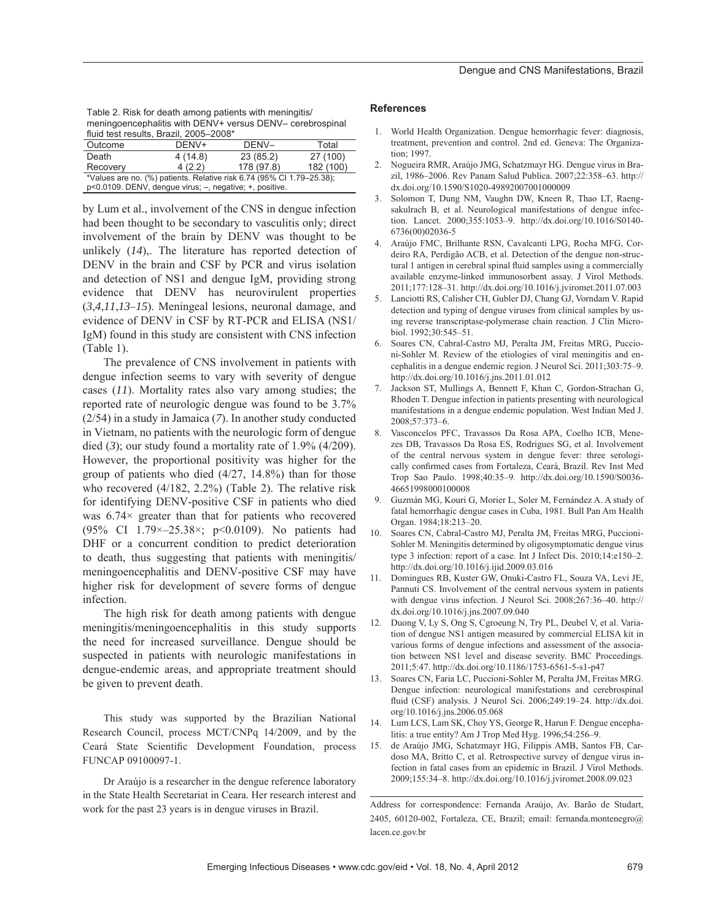Table 2. Risk for death among patients with meningitis/meningoencephalitis with DENV+ versus DENV– cerebrospinal fluid test results, Brazil, 2005–2008*

| Outcome | DENV+ | DENV– | Total |
|---|---|---|---|
| Death | 4 (14.8) | 23 (85.2) | 27 (100) |
| Recovery | 4 (2.2) | 178 (97.8) | 182 (100) |

*Values are no. (%) patients. Relative risk 6.74 (95% CI 1.79–25.38); p<0.0109. DENV, dengue virus; –, negative; +, positive.

by Lum et al., involvement of the CNS in dengue infection had been thought to be secondary to vasculitis only; direct involvement of the brain by DENV was thought to be unlikely (*14*),. The literature has reported detection of DENV in the brain and CSF by PCR and virus isolation and detection of NS1 and dengue IgM, providing strong evidence that DENV has neurovirulent properties (*3*,*4*,*11*,*13*–*15*). Meningeal lesions, neuronal damage, and evidence of DENV in CSF by RT-PCR and ELISA (NS1/IgM) found in this study are consistent with CNS infection (Table 1).

The prevalence of CNS involvement in patients with dengue infection seems to vary with severity of dengue cases (*11*). Mortality rates also vary among studies; the reported rate of neurologic dengue was found to be 3.7% (2/54) in a study in Jamaica (*7*). In another study conducted in Vietnam, no patients with the neurologic form of dengue died (*3*); our study found a mortality rate of 1.9% (4/209). However, the proportional positivity was higher for the group of patients who died (4/27, 14.8%) than for those who recovered (4/182, 2.2%) (Table 2). The relative risk for identifying DENV-positive CSF in patients who died was 6.74× greater than that for patients who recovered (95% CI 1.79×–25.38×; p<0.0109). No patients had DHF or a concurrent condition to predict deterioration to death, thus suggesting that patients with meningitis/meningoencephalitis and DENV-positive CSF may have higher risk for development of severe forms of dengue infection.

The high risk for death among patients with dengue meningitis/meningoencephalitis in this study supports the need for increased surveillance. Dengue should be suspected in patients with neurologic manifestations in dengue-endemic areas, and appropriate treatment should be given to prevent death.

This study was supported by the Brazilian National Research Council, process MCT/CNPq 14/2009, and by the Ceará State Scientific Development Foundation, process FUNCAP 09100097-1.

Dr Araújo is a researcher in the dengue reference laboratory in the State Health Secretariat in Ceara. Her research interest and work for the past 23 years is in dengue viruses in Brazil.

## References

1. World Health Organization. Dengue hemorrhagic fever: diagnosis, treatment, prevention and control. 2nd ed. Geneva: The Organization; 1997.
2. Nogueira RMR, Araújo JMG, Schatzmayr HG. Dengue virus in Brazil, 1986–2006. Rev Panam Salud Publica. 2007;22:358–63. http://dx.doi.org/10.1590/S1020-49892007001000009
3. Solomon T, Dung NM, Vaughn DW, Kneen R, Thao LT, Raengsakulrach B, et al. Neurological manifestations of dengue infection. Lancet. 2000;355:1053–9. http://dx.doi.org/10.1016/S0140-6736(00)02036-5
4. Araújo FMC, Brilhante RSN, Cavalcanti LPG, Rocha MFG, Cordeiro RA, Perdigão ACB, et al. Detection of the dengue non-structural 1 antigen in cerebral spinal fluid samples using a commercially available enzyme-linked immunosorbent assay. J Virol Methods. 2011;177:128–31. http://dx.doi.org/10.1016/j.jviromet.2011.07.003
5. Lanciotti RS, Calisher CH, Gubler DJ, Chang GJ, Vorndam V. Rapid detection and typing of dengue viruses from clinical samples by using reverse transcriptase-polymerase chain reaction. J Clin Microbiol. 1992;30:545–51.
6. Soares CN, Cabral-Castro MJ, Peralta JM, Freitas MRG, Puccioni-Sohler M. Review of the etiologies of viral meningitis and encephalitis in a dengue endemic region. J Neurol Sci. 2011;303:75–9. http://dx.doi.org/10.1016/j.jns.2011.01.012
7. Jackson ST, Mullings A, Bennett F, Khan C, Gordon-Strachan G, Rhoden T. Dengue infection in patients presenting with neurological manifestations in a dengue endemic population. West Indian Med J. 2008;57:373–6.
8. Vasconcelos PFC, Travassos Da Rosa APA, Coelho ICB, Menezes DB, Travassos Da Rosa ES, Rodrigues SG, et al. Involvement of the central nervous system in dengue fever: three serologically confirmed cases from Fortaleza, Ceará, Brazil. Rev Inst Med Trop Sao Paulo. 1998;40:35–9. http://dx.doi.org/10.1590/S0036-46651998000100008
9. Guzmán MG, Kouri G, Morier L, Soler M, Fernández A. A study of fatal hemorrhagic dengue cases in Cuba, 1981. Bull Pan Am Health Organ. 1984;18:213–20.
10. Soares CN, Cabral-Castro MJ, Peralta JM, Freitas MRG, Puccioni-Sohler M. Meningitis determined by oligosymptomatic dengue virus type 3 infection: report of a case. Int J Infect Dis. 2010;14:e150–2. http://dx.doi.org/10.1016/j.ijid.2009.03.016
11. Domingues RB, Kuster GW, Onuki-Castro FL, Souza VA, Levi JE, Pannuti CS. Involvement of the central nervous system in patients with dengue virus infection. J Neurol Sci. 2008;267:36–40. http://dx.doi.org/10.1016/j.jns.2007.09.040
12. Duong V, Ly S, Ong S, Cgroeung N, Try PL, Deubel V, et al. Variation of dengue NS1 antigen measured by commercial ELISA kit in various forms of dengue infections and assessment of the association between NS1 level and disease severity. BMC Proceedings. 2011;5:47. http://dx.doi.org/10.1186/1753-6561-5-s1-p47
13. Soares CN, Faria LC, Puccioni-Sohler M, Peralta JM, Freitas MRG. Dengue infection: neurological manifestations and cerebrospinal fluid (CSF) analysis. J Neurol Sci. 2006;249:19–24. http://dx.doi.org/10.1016/j.jns.2006.05.068
14. Lum LCS, Lam SK, Choy YS, George R, Harun F. Dengue encephalitis: a true entity? Am J Trop Med Hyg. 1996;54:256–9.
15. de Araújo JMG, Schatzmayr HG, Filippis AMB, Santos FB, Cardoso MA, Britto C, et al. Retrospective survey of dengue virus infection in fatal cases from an epidemic in Brazil. J Virol Methods. 2009;155:34–8. http://dx.doi.org/10.1016/j.jviromet.2008.09.023

Address for correspondence: Fernanda Araújo, Av. Barão de Studart, 2405, 60120-002, Fortaleza, CE, Brazil; email: fernanda.montenegro@lacen.ce.gov.br